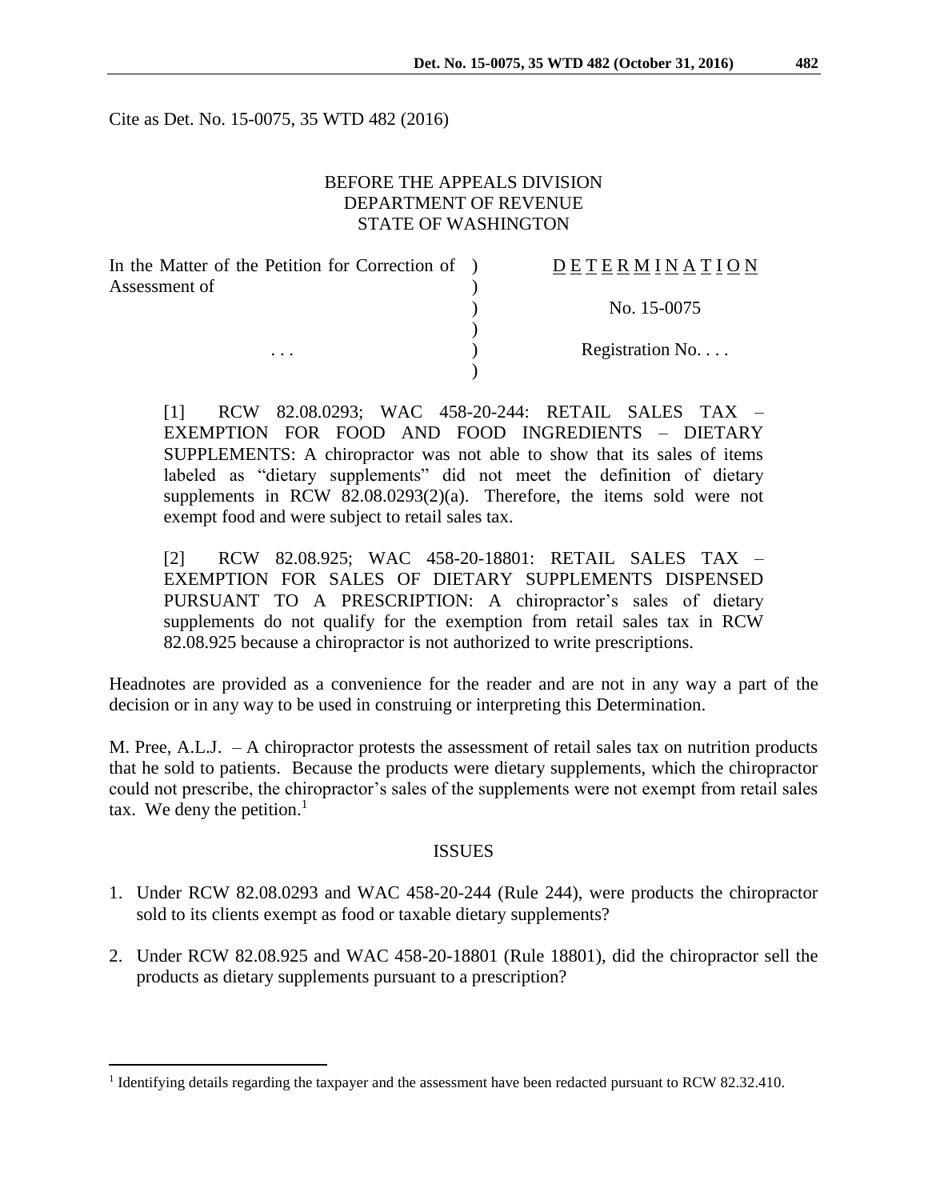Cite as Det. No. 15-0075, 35 WTD 482 (2016)

BEFORE THE APPEALS DIVISION
DEPARTMENT OF REVENUE
STATE OF WASHINGTON

| | | |
|---|---|---|
| In the Matter of the Petition for Correction of Assessment of | ) | D E T E R M I N A T I O N |
| | ) | No. 15-0075 |
| . . . | ) | Registration No. . . . |

[1] RCW 82.08.0293; WAC 458-20-244: RETAIL SALES TAX – EXEMPTION FOR FOOD AND FOOD INGREDIENTS – DIETARY SUPPLEMENTS: A chiropractor was not able to show that its sales of items labeled as "dietary supplements" did not meet the definition of dietary supplements in RCW 82.08.0293(2)(a). Therefore, the items sold were not exempt food and were subject to retail sales tax.

[2] RCW 82.08.925; WAC 458-20-18801: RETAIL SALES TAX – EXEMPTION FOR SALES OF DIETARY SUPPLEMENTS DISPENSED PURSUANT TO A PRESCRIPTION: A chiropractor's sales of dietary supplements do not qualify for the exemption from retail sales tax in RCW 82.08.925 because a chiropractor is not authorized to write prescriptions.

Headnotes are provided as a convenience for the reader and are not in any way a part of the decision or in any way to be used in construing or interpreting this Determination.

M. Pree, A.L.J. – A chiropractor protests the assessment of retail sales tax on nutrition products that he sold to patients. Because the products were dietary supplements, which the chiropractor could not prescribe, the chiropractor's sales of the supplements were not exempt from retail sales tax. We deny the petition.[1]

## ISSUES

1. Under RCW 82.08.0293 and WAC 458-20-244 (Rule 244), were products the chiropractor sold to its clients exempt as food or taxable dietary supplements?
2. Under RCW 82.08.925 and WAC 458-20-18801 (Rule 18801), did the chiropractor sell the products as dietary supplements pursuant to a prescription?

---

[1] Identifying details regarding the taxpayer and the assessment have been redacted pursuant to RCW 82.32.410.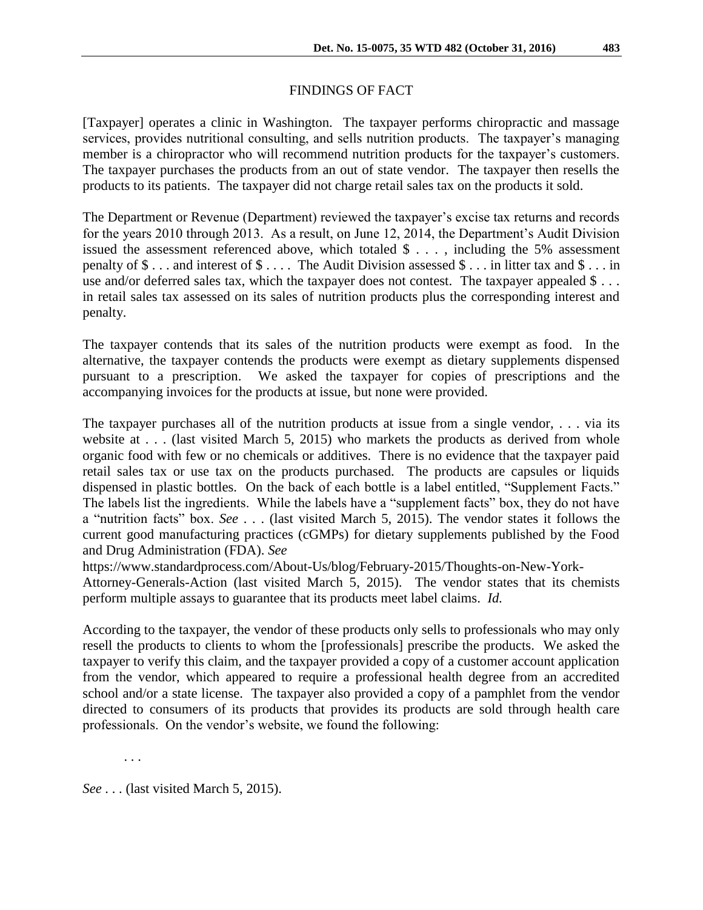## FINDINGS OF FACT

[Taxpayer] operates a clinic in Washington. The taxpayer performs chiropractic and massage services, provides nutritional consulting, and sells nutrition products. The taxpayer's managing member is a chiropractor who will recommend nutrition products for the taxpayer's customers. The taxpayer purchases the products from an out of state vendor. The taxpayer then resells the products to its patients. The taxpayer did not charge retail sales tax on the products it sold.

The Department or Revenue (Department) reviewed the taxpayer's excise tax returns and records for the years 2010 through 2013. As a result, on June 12, 2014, the Department's Audit Division issued the assessment referenced above, which totaled $ . . . , including the 5% assessment penalty of $ . . . and interest of $ . . . . The Audit Division assessed $ . . . in litter tax and $ . . . in use and/or deferred sales tax, which the taxpayer does not contest. The taxpayer appealed $ . . . in retail sales tax assessed on its sales of nutrition products plus the corresponding interest and penalty.

The taxpayer contends that its sales of the nutrition products were exempt as food. In the alternative, the taxpayer contends the products were exempt as dietary supplements dispensed pursuant to a prescription. We asked the taxpayer for copies of prescriptions and the accompanying invoices for the products at issue, but none were provided.

The taxpayer purchases all of the nutrition products at issue from a single vendor, . . . via its website at . . . (last visited March 5, 2015) who markets the products as derived from whole organic food with few or no chemicals or additives. There is no evidence that the taxpayer paid retail sales tax or use tax on the products purchased. The products are capsules or liquids dispensed in plastic bottles. On the back of each bottle is a label entitled, "Supplement Facts." The labels list the ingredients. While the labels have a "supplement facts" box, they do not have a "nutrition facts" box. *See* . . . (last visited March 5, 2015). The vendor states it follows the current good manufacturing practices (cGMPs) for dietary supplements published by the Food and Drug Administration (FDA). *See* https://www.standardprocess.com/About-Us/blog/February-2015/Thoughts-on-New-York-Attorney-Generals-Action (last visited March 5, 2015). The vendor states that its chemists perform multiple assays to guarantee that its products meet label claims. *Id.*

According to the taxpayer, the vendor of these products only sells to professionals who may only resell the products to clients to whom the [professionals] prescribe the products. We asked the taxpayer to verify this claim, and the taxpayer provided a copy of a customer account application from the vendor, which appeared to require a professional health degree from an accredited school and/or a state license. The taxpayer also provided a copy of a pamphlet from the vendor directed to consumers of its products that provides its products are sold through health care professionals. On the vendor's website, we found the following:

> . . .

*See* . . . (last visited March 5, 2015).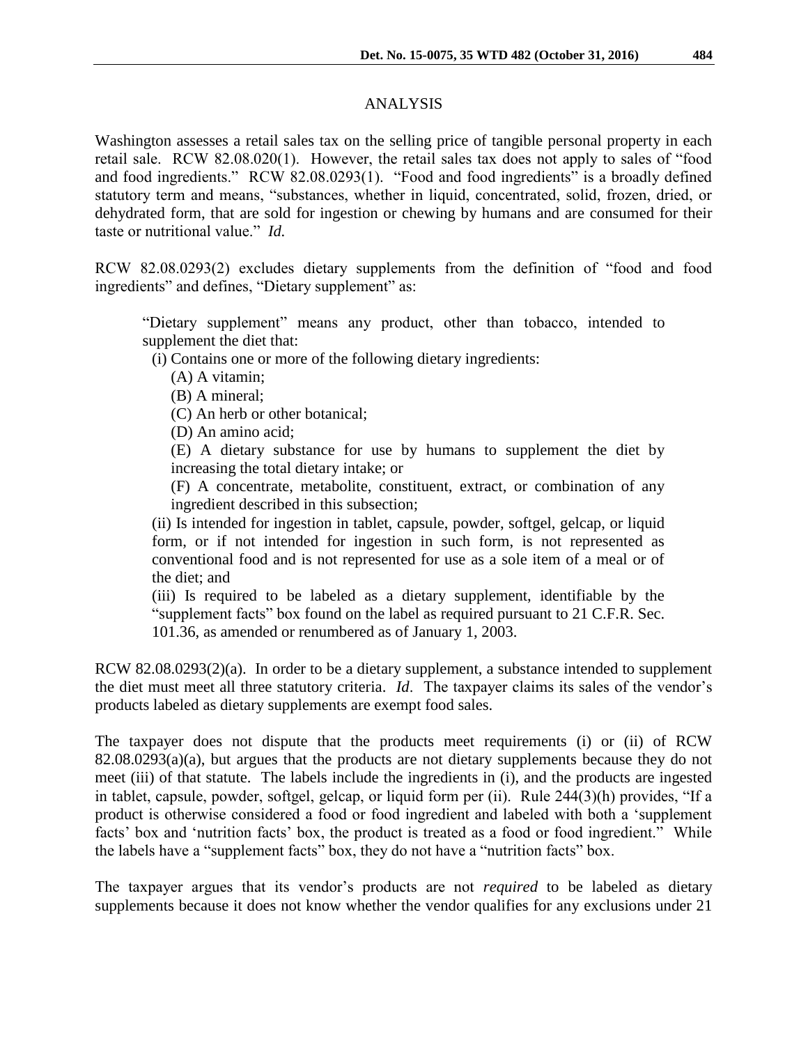## ANALYSIS

Washington assesses a retail sales tax on the selling price of tangible personal property in each retail sale. RCW 82.08.020(1). However, the retail sales tax does not apply to sales of "food and food ingredients." RCW 82.08.0293(1). "Food and food ingredients" is a broadly defined statutory term and means, "substances, whether in liquid, concentrated, solid, frozen, dried, or dehydrated form, that are sold for ingestion or chewing by humans and are consumed for their taste or nutritional value." *Id.*

RCW 82.08.0293(2) excludes dietary supplements from the definition of "food and food ingredients" and defines, "Dietary supplement" as:

> "Dietary supplement" means any product, other than tobacco, intended to supplement the diet that:
>
> (i) Contains one or more of the following dietary ingredients:
>
> (A) A vitamin;
>
> (B) A mineral;
>
> (C) An herb or other botanical;
>
> (D) An amino acid;
>
> (E) A dietary substance for use by humans to supplement the diet by increasing the total dietary intake; or
>
> (F) A concentrate, metabolite, constituent, extract, or combination of any ingredient described in this subsection;
>
> (ii) Is intended for ingestion in tablet, capsule, powder, softgel, gelcap, or liquid form, or if not intended for ingestion in such form, is not represented as conventional food and is not represented for use as a sole item of a meal or of the diet; and
>
> (iii) Is required to be labeled as a dietary supplement, identifiable by the "supplement facts" box found on the label as required pursuant to 21 C.F.R. Sec. 101.36, as amended or renumbered as of January 1, 2003.

RCW 82.08.0293(2)(a). In order to be a dietary supplement, a substance intended to supplement the diet must meet all three statutory criteria. *Id*. The taxpayer claims its sales of the vendor's products labeled as dietary supplements are exempt food sales.

The taxpayer does not dispute that the products meet requirements (i) or (ii) of RCW 82.08.0293(a)(a), but argues that the products are not dietary supplements because they do not meet (iii) of that statute. The labels include the ingredients in (i), and the products are ingested in tablet, capsule, powder, softgel, gelcap, or liquid form per (ii). Rule 244(3)(h) provides, "If a product is otherwise considered a food or food ingredient and labeled with both a 'supplement facts' box and 'nutrition facts' box, the product is treated as a food or food ingredient." While the labels have a "supplement facts" box, they do not have a "nutrition facts" box.

The taxpayer argues that its vendor's products are not *required* to be labeled as dietary supplements because it does not know whether the vendor qualifies for any exclusions under 21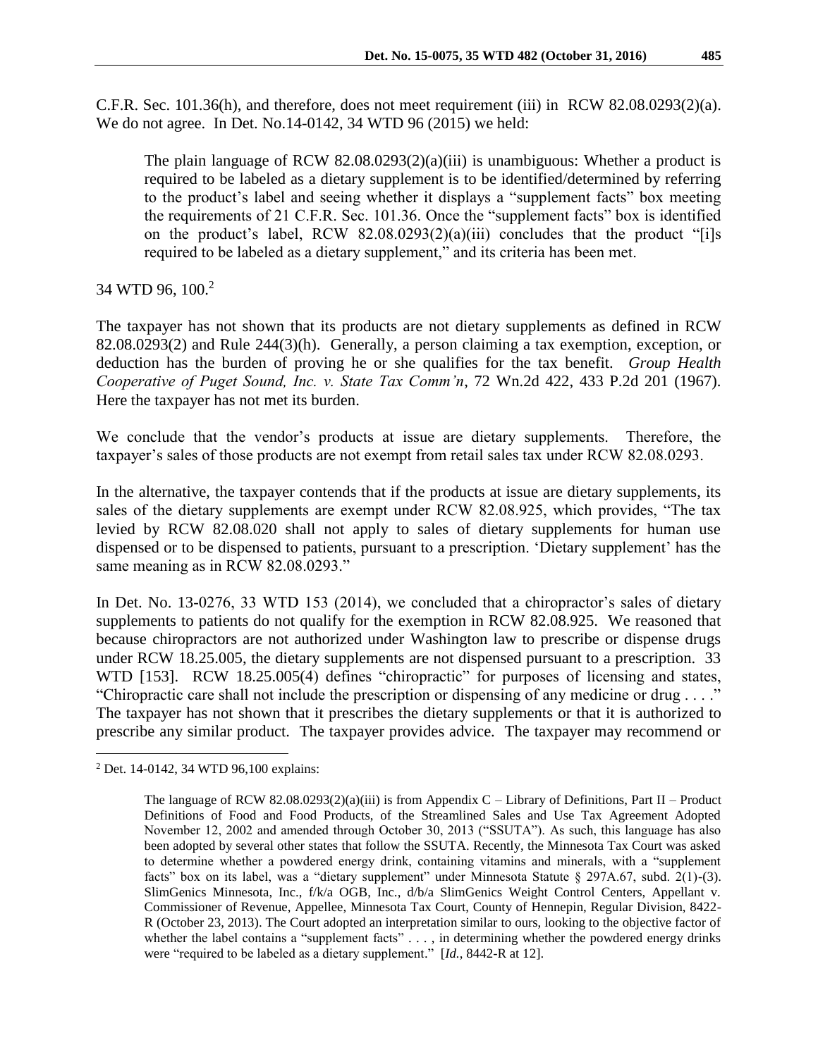C.F.R. Sec. 101.36(h), and therefore, does not meet requirement (iii) in RCW 82.08.0293(2)(a). We do not agree. In Det. No.14-0142, 34 WTD 96 (2015) we held:

> The plain language of RCW 82.08.0293(2)(a)(iii) is unambiguous: Whether a product is required to be labeled as a dietary supplement is to be identified/determined by referring to the product's label and seeing whether it displays a "supplement facts" box meeting the requirements of 21 C.F.R. Sec. 101.36. Once the "supplement facts" box is identified on the product's label, RCW 82.08.0293(2)(a)(iii) concludes that the product "[i]s required to be labeled as a dietary supplement," and its criteria has been met.

34 WTD 96, 100.[2]

The taxpayer has not shown that its products are not dietary supplements as defined in RCW 82.08.0293(2) and Rule 244(3)(h). Generally, a person claiming a tax exemption, exception, or deduction has the burden of proving he or she qualifies for the tax benefit. *Group Health Cooperative of Puget Sound, Inc. v. State Tax Comm'n*, 72 Wn.2d 422, 433 P.2d 201 (1967). Here the taxpayer has not met its burden.

We conclude that the vendor's products at issue are dietary supplements. Therefore, the taxpayer's sales of those products are not exempt from retail sales tax under RCW 82.08.0293.

In the alternative, the taxpayer contends that if the products at issue are dietary supplements, its sales of the dietary supplements are exempt under RCW 82.08.925, which provides, "The tax levied by RCW 82.08.020 shall not apply to sales of dietary supplements for human use dispensed or to be dispensed to patients, pursuant to a prescription. 'Dietary supplement' has the same meaning as in RCW 82.08.0293."

In Det. No. 13-0276, 33 WTD 153 (2014), we concluded that a chiropractor's sales of dietary supplements to patients do not qualify for the exemption in RCW 82.08.925. We reasoned that because chiropractors are not authorized under Washington law to prescribe or dispense drugs under RCW 18.25.005, the dietary supplements are not dispensed pursuant to a prescription. 33 WTD [153]. RCW 18.25.005(4) defines "chiropractic" for purposes of licensing and states, "Chiropractic care shall not include the prescription or dispensing of any medicine or drug . . . ." The taxpayer has not shown that it prescribes the dietary supplements or that it is authorized to prescribe any similar product. The taxpayer provides advice. The taxpayer may recommend or

---

[2] Det. 14-0142, 34 WTD 96,100 explains:

> The language of RCW 82.08.0293(2)(a)(iii) is from Appendix C – Library of Definitions, Part II – Product Definitions of Food and Food Products, of the Streamlined Sales and Use Tax Agreement Adopted November 12, 2002 and amended through October 30, 2013 ("SSUTA"). As such, this language has also been adopted by several other states that follow the SSUTA. Recently, the Minnesota Tax Court was asked to determine whether a powdered energy drink, containing vitamins and minerals, with a "supplement facts" box on its label, was a "dietary supplement" under Minnesota Statute § 297A.67, subd. 2(1)-(3). SlimGenics Minnesota, Inc., f/k/a OGB, Inc., d/b/a SlimGenics Weight Control Centers, Appellant v. Commissioner of Revenue, Appellee, Minnesota Tax Court, County of Hennepin, Regular Division, 8422-R (October 23, 2013). The Court adopted an interpretation similar to ours, looking to the objective factor of whether the label contains a "supplement facts" . . . , in determining whether the powdered energy drinks were "required to be labeled as a dietary supplement." [*Id.*, 8442-R at 12].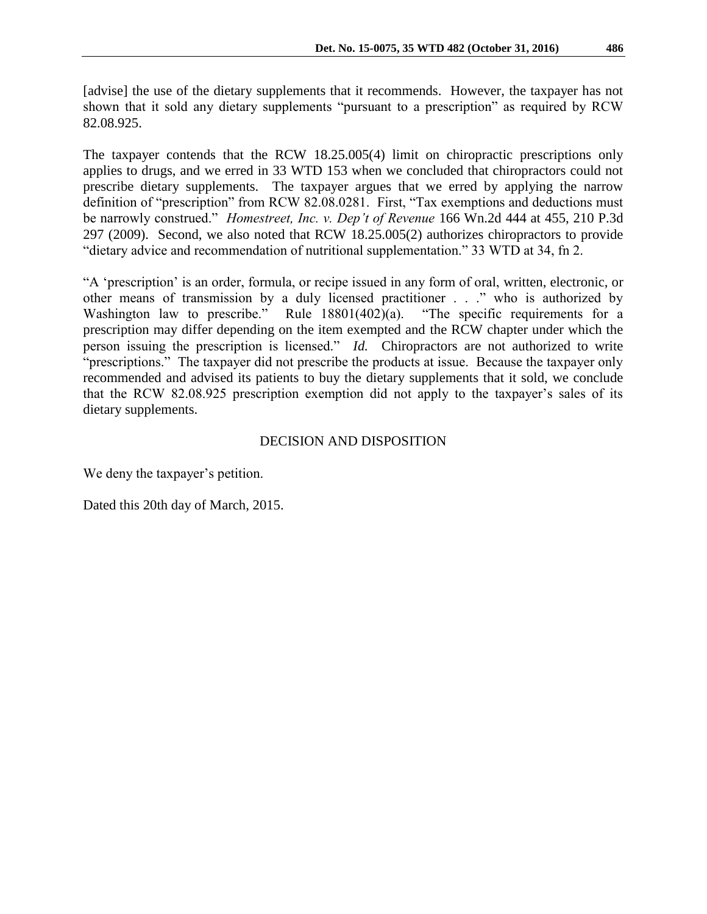[advise] the use of the dietary supplements that it recommends. However, the taxpayer has not shown that it sold any dietary supplements "pursuant to a prescription" as required by RCW 82.08.925.

The taxpayer contends that the RCW 18.25.005(4) limit on chiropractic prescriptions only applies to drugs, and we erred in 33 WTD 153 when we concluded that chiropractors could not prescribe dietary supplements. The taxpayer argues that we erred by applying the narrow definition of "prescription" from RCW 82.08.0281. First, "Tax exemptions and deductions must be narrowly construed." *Homestreet, Inc. v. Dep't of Revenue* 166 Wn.2d 444 at 455, 210 P.3d 297 (2009). Second, we also noted that RCW 18.25.005(2) authorizes chiropractors to provide "dietary advice and recommendation of nutritional supplementation." 33 WTD at 34, fn 2.

"A 'prescription' is an order, formula, or recipe issued in any form of oral, written, electronic, or other means of transmission by a duly licensed practitioner . . ." who is authorized by Washington law to prescribe." Rule 18801(402)(a). "The specific requirements for a prescription may differ depending on the item exempted and the RCW chapter under which the person issuing the prescription is licensed." *Id.* Chiropractors are not authorized to write "prescriptions." The taxpayer did not prescribe the products at issue. Because the taxpayer only recommended and advised its patients to buy the dietary supplements that it sold, we conclude that the RCW 82.08.925 prescription exemption did not apply to the taxpayer's sales of its dietary supplements.

## DECISION AND DISPOSITION

We deny the taxpayer's petition.

Dated this 20th day of March, 2015.